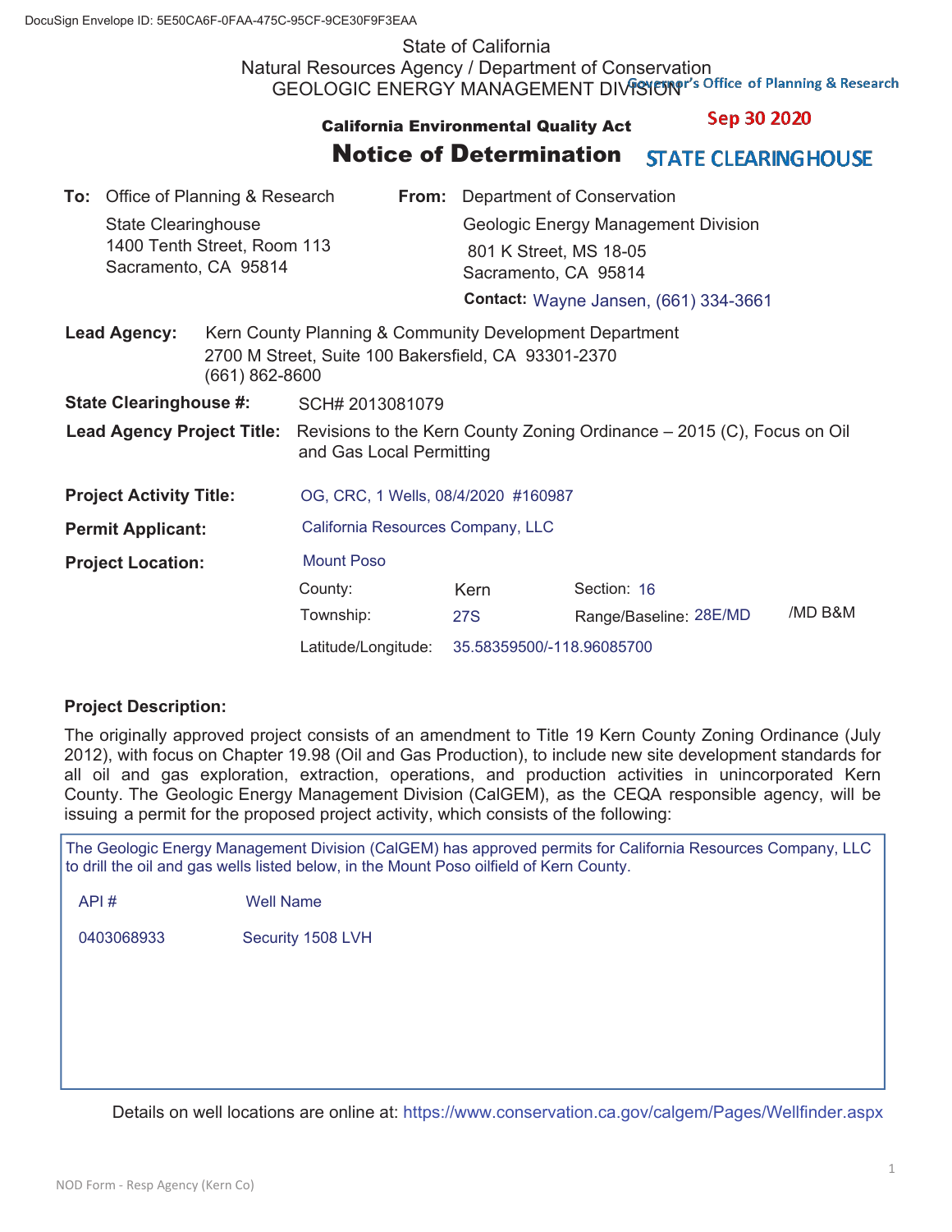DocuSign Envelope ID: 5E50CA6F-0FAA-475C-95CF-9CE30F9F3EAA

State of California
Natural Resources Agency / Department of Conservation
GEOLOGIC ENERGY MANAGEMENT DIVISION

Governor's Office of Planning & Research

Sep 30 2020

STATE CLEARINGHOUSE

**California Environmental Quality Act**

# Notice of Determination

**To:** Office of Planning & Research
State Clearinghouse
1400 Tenth Street, Room 113
Sacramento, CA 95814

**From:** Department of Conservation
Geologic Energy Management Division
801 K Street, MS 18-05
Sacramento, CA 95814

**Contact:** Wayne Jansen, (661) 334-3661

**Lead Agency:** Kern County Planning & Community Development Department
2700 M Street, Suite 100 Bakersfield, CA 93301-2370
(661) 862-8600

**State Clearinghouse #:** SCH# 2013081079

**Lead Agency Project Title:** Revisions to the Kern County Zoning Ordinance – 2015 (C), Focus on Oil and Gas Local Permitting

**Project Activity Title:** OG, CRC, 1 Wells, 08/4/2020 #160987

**Permit Applicant:** California Resources Company, LLC

**Project Location:** Mount Poso

County: Kern Section: 16
Township: 27S Range/Baseline: 28E/MD /MD B&M
Latitude/Longitude: 35.58359500/-118.96085700

**Project Description:**

The originally approved project consists of an amendment to Title 19 Kern County Zoning Ordinance (July 2012), with focus on Chapter 19.98 (Oil and Gas Production), to include new site development standards for all oil and gas exploration, extraction, operations, and production activities in unincorporated Kern County. The Geologic Energy Management Division (CalGEM), as the CEQA responsible agency, will be issuing a permit for the proposed project activity, which consists of the following:

The Geologic Energy Management Division (CalGEM) has approved permits for California Resources Company, LLC to drill the oil and gas wells listed below, in the Mount Poso oilfield of Kern County.

| API # | Well Name |
| --- | --- |
| 0403068933 | Security 1508 LVH |

Details on well locations are online at: https://www.conservation.ca.gov/calgem/Pages/Wellfinder.aspx

NOD Form - Resp Agency (Kern Co)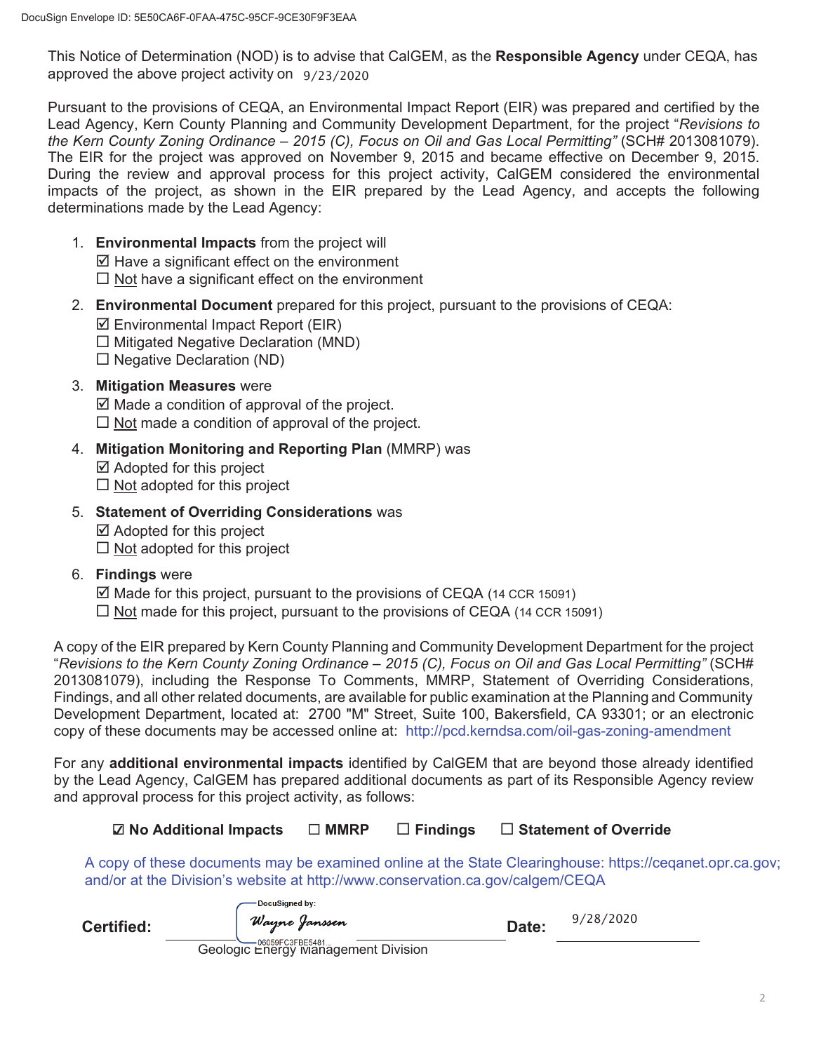DocuSign Envelope ID: 5E50CA6F-0FAA-475C-95CF-9CE30F9F3EAA

This Notice of Determination (NOD) is to advise that CalGEM, as the **Responsible Agency** under CEQA, has approved the above project activity on 9/23/2020

Pursuant to the provisions of CEQA, an Environmental Impact Report (EIR) was prepared and certified by the Lead Agency, Kern County Planning and Community Development Department, for the project "*Revisions to the Kern County Zoning Ordinance – 2015 (C), Focus on Oil and Gas Local Permitting"* (SCH# 2013081079). The EIR for the project was approved on November 9, 2015 and became effective on December 9, 2015. During the review and approval process for this project activity, CalGEM considered the environmental impacts of the project, as shown in the EIR prepared by the Lead Agency, and accepts the following determinations made by the Lead Agency:

1. **Environmental Impacts** from the project will
   - ☑ Have a significant effect on the environment
   - ☐ Not have a significant effect on the environment
2. **Environmental Document** prepared for this project, pursuant to the provisions of CEQA:
   - ☑ Environmental Impact Report (EIR)
   - ☐ Mitigated Negative Declaration (MND)
   - ☐ Negative Declaration (ND)
3. **Mitigation Measures** were
   - ☑ Made a condition of approval of the project.
   - ☐ Not made a condition of approval of the project.
4. **Mitigation Monitoring and Reporting Plan** (MMRP) was
   - ☑ Adopted for this project
   - ☐ Not adopted for this project
5. **Statement of Overriding Considerations** was
   - ☑ Adopted for this project
   - ☐ Not adopted for this project
6. **Findings** were
   - ☑ Made for this project, pursuant to the provisions of CEQA (14 CCR 15091)
   - ☐ Not made for this project, pursuant to the provisions of CEQA (14 CCR 15091)

A copy of the EIR prepared by Kern County Planning and Community Development Department for the project "*Revisions to the Kern County Zoning Ordinance – 2015 (C), Focus on Oil and Gas Local Permitting"* (SCH# 2013081079), including the Response To Comments, MMRP, Statement of Overriding Considerations, Findings, and all other related documents, are available for public examination at the Planning and Community Development Department, located at: 2700 "M" Street, Suite 100, Bakersfield, CA 93301; or an electronic copy of these documents may be accessed online at: http://pcd.kerndsa.com/oil-gas-zoning-amendment

For any **additional environmental impacts** identified by CalGEM that are beyond those already identified by the Lead Agency, CalGEM has prepared additional documents as part of its Responsible Agency review and approval process for this project activity, as follows:

☑ **No Additional Impacts** ☐ **MMRP** ☐ **Findings** ☐ **Statement of Override**

A copy of these documents may be examined online at the State Clearinghouse: https://ceqanet.opr.ca.gov; and/or at the Division's website at http://www.conservation.ca.gov/calgem/CEQA

**Certified:** DocuSigned by: Wayne Janssen 06059FC3FBE5481... **Date:** 9/28/2020

Geologic Energy Management Division